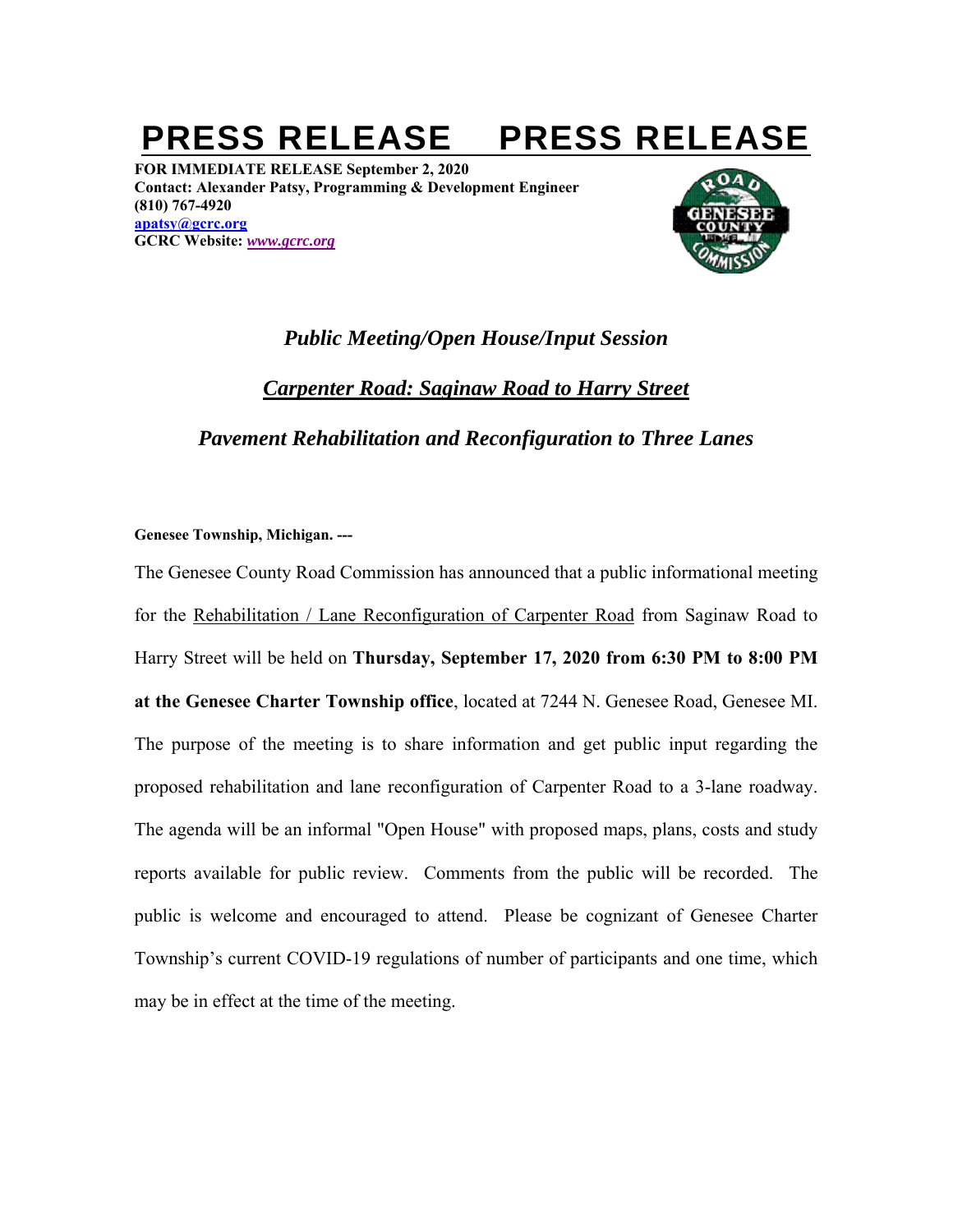# PRESS RELEASE    PRESS RELEASE

**FOR IMMEDIATE RELEASE September 2, 2020**
**Contact: Alexander Patsy, Programming & Development Engineer**
**(810) 767-4920**
**apatsy@gcrc.org**
**GCRC Website:** ***www.gcrc.org***

## *Public Meeting/Open House/Input Session*

## *Carpenter Road: Saginaw Road to Harry Street*

## *Pavement Rehabilitation and Reconfiguration to Three Lanes*

**Genesee Township, Michigan. ---**

The Genesee County Road Commission has announced that a public informational meeting for the Rehabilitation / Lane Reconfiguration of Carpenter Road from Saginaw Road to Harry Street will be held on **Thursday, September 17, 2020 from 6:30 PM to 8:00 PM at the Genesee Charter Township office**, located at 7244 N. Genesee Road, Genesee MI. The purpose of the meeting is to share information and get public input regarding the proposed rehabilitation and lane reconfiguration of Carpenter Road to a 3-lane roadway. The agenda will be an informal "Open House" with proposed maps, plans, costs and study reports available for public review. Comments from the public will be recorded. The public is welcome and encouraged to attend. Please be cognizant of Genesee Charter Township's current COVID-19 regulations of number of participants and one time, which may be in effect at the time of the meeting.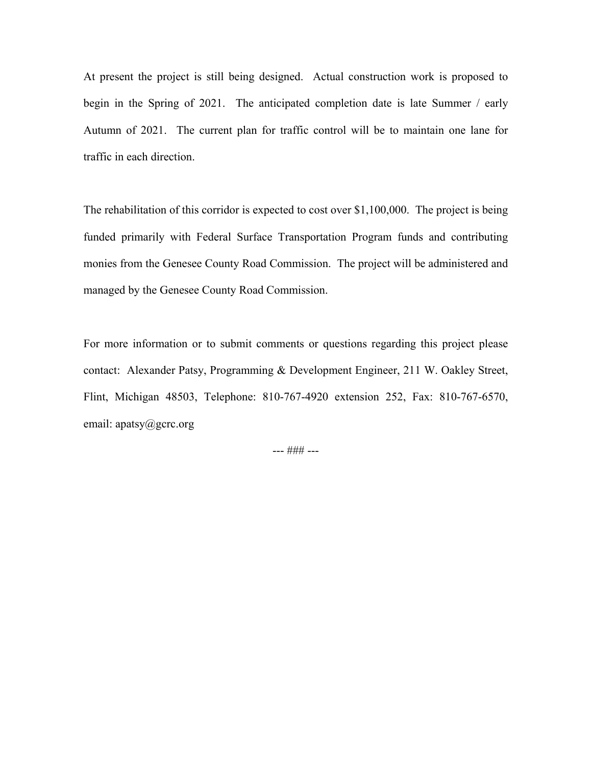At present the project is still being designed. Actual construction work is proposed to begin in the Spring of 2021. The anticipated completion date is late Summer / early Autumn of 2021. The current plan for traffic control will be to maintain one lane for traffic in each direction.

The rehabilitation of this corridor is expected to cost over $1,100,000. The project is being funded primarily with Federal Surface Transportation Program funds and contributing monies from the Genesee County Road Commission. The project will be administered and managed by the Genesee County Road Commission.

For more information or to submit comments or questions regarding this project please contact: Alexander Patsy, Programming & Development Engineer, 211 W. Oakley Street, Flint, Michigan 48503, Telephone: 810-767-4920 extension 252, Fax: 810-767-6570, email: apatsy@gcrc.org

--- ### ---